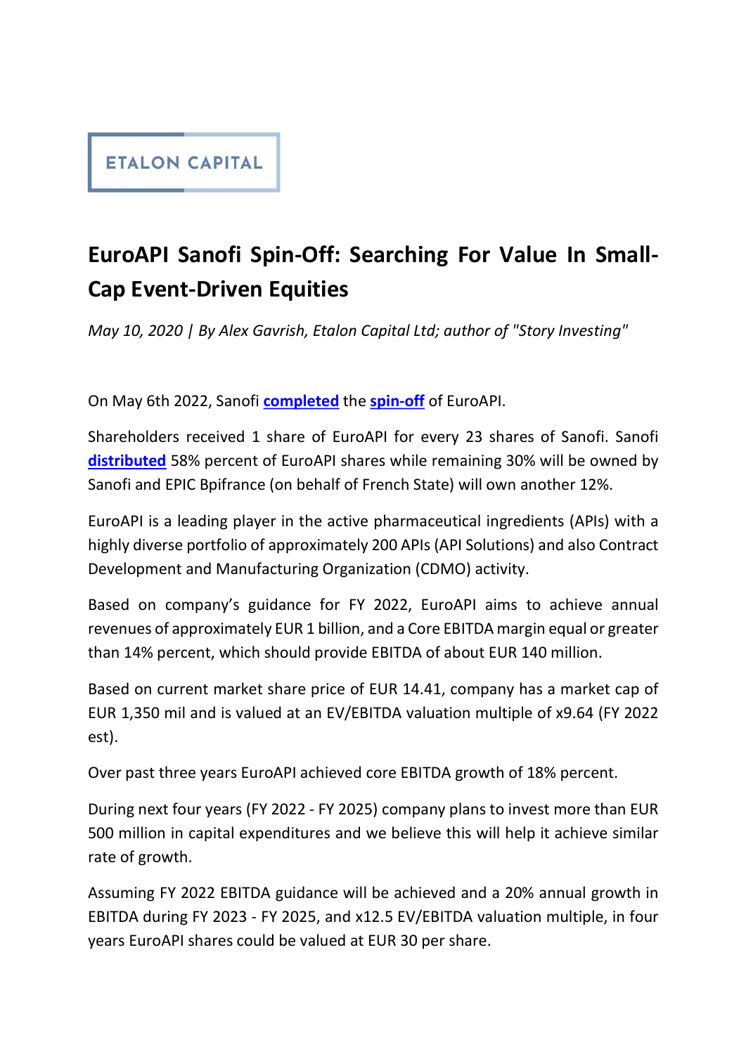ETALON CAPITAL

# EuroAPI Sanofi Spin-Off: Searching For Value In Small-Cap Event-Driven Equities

*May 10, 2020 | By Alex Gavrish, Etalon Capital Ltd; author of "Story Investing"*

On May 6th 2022, Sanofi **completed** the **spin-off** of EuroAPI.

Shareholders received 1 share of EuroAPI for every 23 shares of Sanofi. Sanofi **distributed** 58% percent of EuroAPI shares while remaining 30% will be owned by Sanofi and EPIC Bpifrance (on behalf of French State) will own another 12%.

EuroAPI is a leading player in the active pharmaceutical ingredients (APIs) with a highly diverse portfolio of approximately 200 APIs (API Solutions) and also Contract Development and Manufacturing Organization (CDMO) activity.

Based on company's guidance for FY 2022, EuroAPI aims to achieve annual revenues of approximately EUR 1 billion, and a Core EBITDA margin equal or greater than 14% percent, which should provide EBITDA of about EUR 140 million.

Based on current market share price of EUR 14.41, company has a market cap of EUR 1,350 mil and is valued at an EV/EBITDA valuation multiple of x9.64 (FY 2022 est).

Over past three years EuroAPI achieved core EBITDA growth of 18% percent.

During next four years (FY 2022 - FY 2025) company plans to invest more than EUR 500 million in capital expenditures and we believe this will help it achieve similar rate of growth.

Assuming FY 2022 EBITDA guidance will be achieved and a 20% annual growth in EBITDA during FY 2023 - FY 2025, and x12.5 EV/EBITDA valuation multiple, in four years EuroAPI shares could be valued at EUR 30 per share.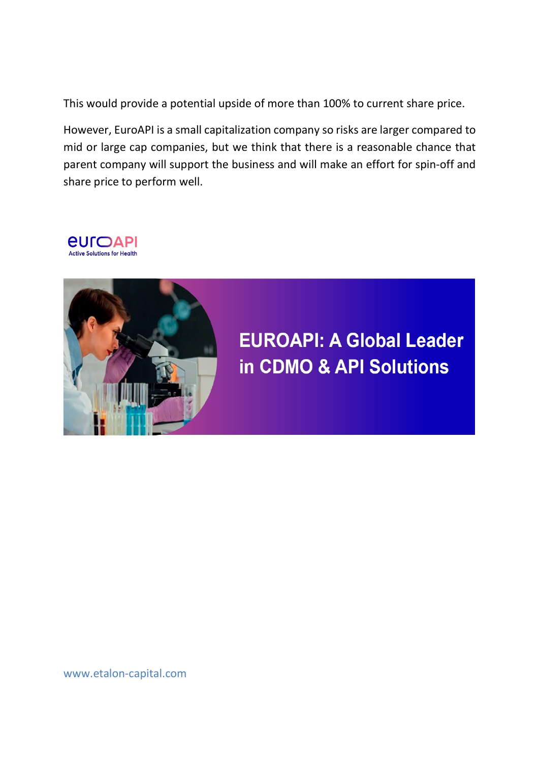This would provide a potential upside of more than 100% to current share price.

However, EuroAPI is a small capitalization company so risks are larger compared to mid or large cap companies, but we think that there is a reasonable chance that parent company will support the business and will make an effort for spin-off and share price to perform well.

www.etalon-capital.com